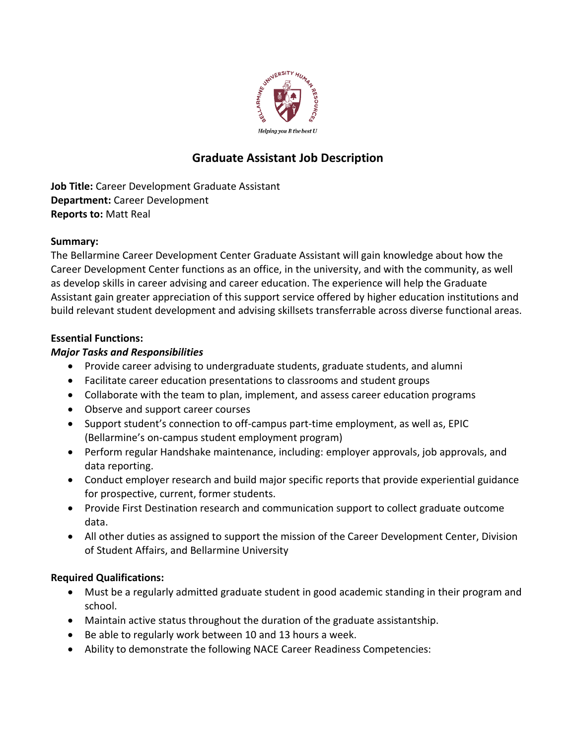# Graduate Assistant Job Description

**Job Title:** Career Development Graduate Assistant
**Department:** Career Development
**Reports to:** Matt Real

**Summary:**
The Bellarmine Career Development Center Graduate Assistant will gain knowledge about how the Career Development Center functions as an office, in the university, and with the community, as well as develop skills in career advising and career education. The experience will help the Graduate Assistant gain greater appreciation of this support service offered by higher education institutions and build relevant student development and advising skillsets transferrable across diverse functional areas.

**Essential Functions:**

***Major Tasks and Responsibilities***

- Provide career advising to undergraduate students, graduate students, and alumni
- Facilitate career education presentations to classrooms and student groups
- Collaborate with the team to plan, implement, and assess career education programs
- Observe and support career courses
- Support student's connection to off-campus part-time employment, as well as, EPIC (Bellarmine's on-campus student employment program)
- Perform regular Handshake maintenance, including: employer approvals, job approvals, and data reporting.
- Conduct employer research and build major specific reports that provide experiential guidance for prospective, current, former students.
- Provide First Destination research and communication support to collect graduate outcome data.
- All other duties as assigned to support the mission of the Career Development Center, Division of Student Affairs, and Bellarmine University

**Required Qualifications:**

- Must be a regularly admitted graduate student in good academic standing in their program and school.
- Maintain active status throughout the duration of the graduate assistantship.
- Be able to regularly work between 10 and 13 hours a week.
- Ability to demonstrate the following NACE Career Readiness Competencies: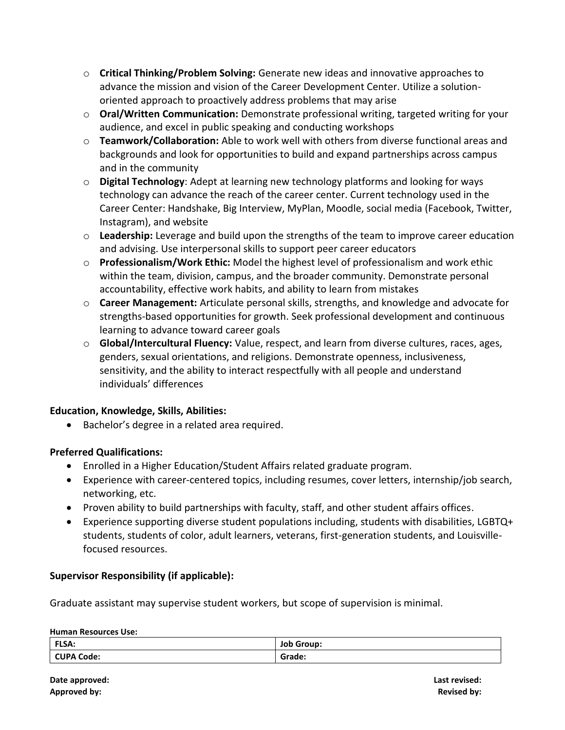- **Critical Thinking/Problem Solving:** Generate new ideas and innovative approaches to advance the mission and vision of the Career Development Center. Utilize a solution-oriented approach to proactively address problems that may arise
- **Oral/Written Communication:** Demonstrate professional writing, targeted writing for your audience, and excel in public speaking and conducting workshops
- **Teamwork/Collaboration:** Able to work well with others from diverse functional areas and backgrounds and look for opportunities to build and expand partnerships across campus and in the community
- **Digital Technology**: Adept at learning new technology platforms and looking for ways technology can advance the reach of the career center. Current technology used in the Career Center: Handshake, Big Interview, MyPlan, Moodle, social media (Facebook, Twitter, Instagram), and website
- **Leadership:** Leverage and build upon the strengths of the team to improve career education and advising. Use interpersonal skills to support peer career educators
- **Professionalism/Work Ethic:** Model the highest level of professionalism and work ethic within the team, division, campus, and the broader community. Demonstrate personal accountability, effective work habits, and ability to learn from mistakes
- **Career Management:** Articulate personal skills, strengths, and knowledge and advocate for strengths-based opportunities for growth. Seek professional development and continuous learning to advance toward career goals
- **Global/Intercultural Fluency:** Value, respect, and learn from diverse cultures, races, ages, genders, sexual orientations, and religions. Demonstrate openness, inclusiveness, sensitivity, and the ability to interact respectfully with all people and understand individuals' differences

**Education, Knowledge, Skills, Abilities:**

- Bachelor's degree in a related area required.

**Preferred Qualifications:**

- Enrolled in a Higher Education/Student Affairs related graduate program.
- Experience with career-centered topics, including resumes, cover letters, internship/job search, networking, etc.
- Proven ability to build partnerships with faculty, staff, and other student affairs offices.
- Experience supporting diverse student populations including, students with disabilities, LGBTQ+ students, students of color, adult learners, veterans, first-generation students, and Louisville-focused resources.

**Supervisor Responsibility (if applicable):**

Graduate assistant may supervise student workers, but scope of supervision is minimal.

**Human Resources Use:**

| FLSA: | Job Group: |
|---|---|
| CUPA Code: | Grade: |

**Date approved:** **Last revised:**
**Approved by:** **Revised by:**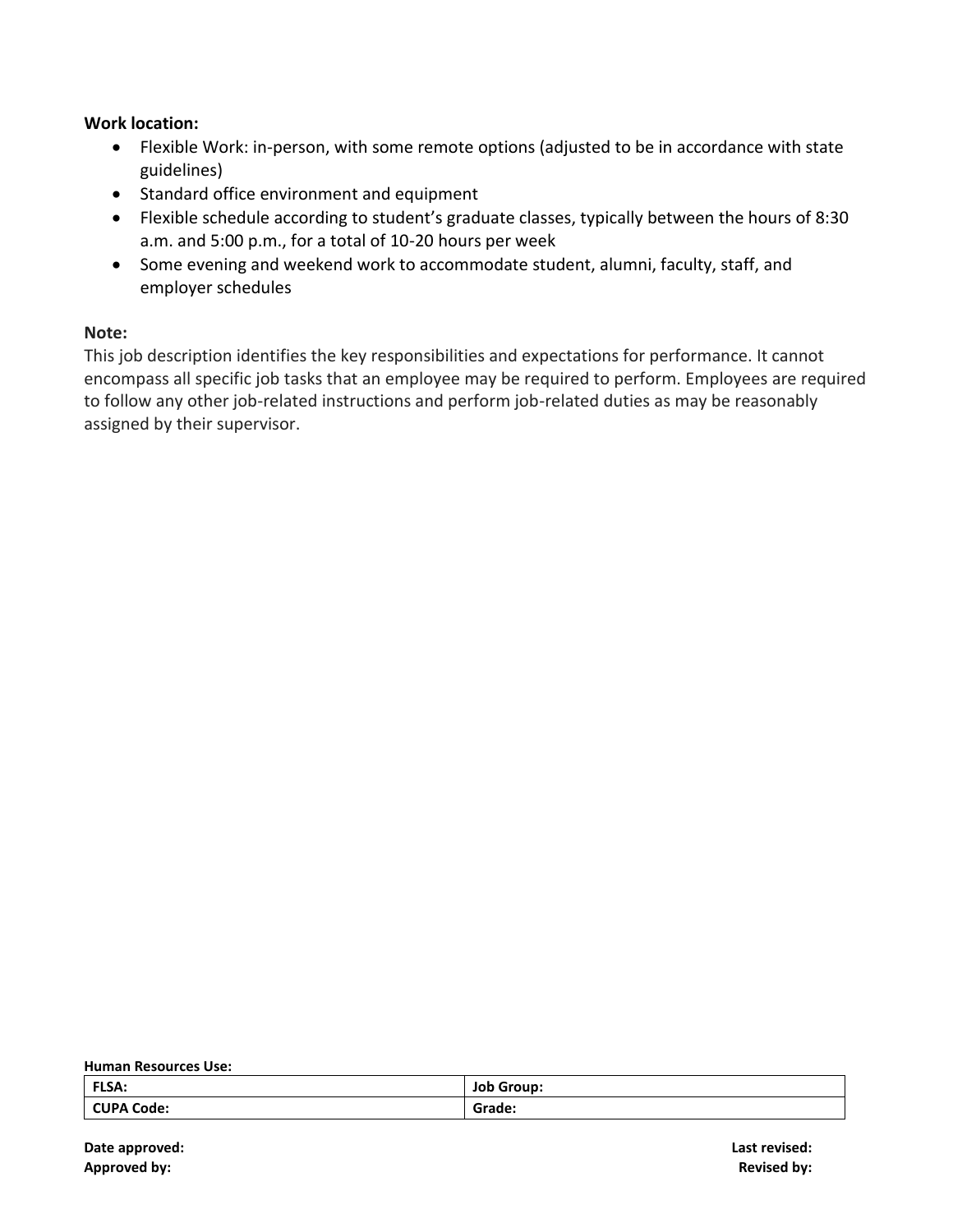**Work location:**

- Flexible Work: in-person, with some remote options (adjusted to be in accordance with state guidelines)
- Standard office environment and equipment
- Flexible schedule according to student's graduate classes, typically between the hours of 8:30 a.m. and 5:00 p.m., for a total of 10-20 hours per week
- Some evening and weekend work to accommodate student, alumni, faculty, staff, and employer schedules

**Note:**

This job description identifies the key responsibilities and expectations for performance. It cannot encompass all specific job tasks that an employee may be required to perform. Employees are required to follow any other job-related instructions and perform job-related duties as may be reasonably assigned by their supervisor.

**Human Resources Use:**

| | |
|---|---|
| **FLSA:** | **Job Group:** |
| **CUPA Code:** | **Grade:** |

**Date approved:** **Last revised:**

**Approved by:** **Revised by:**